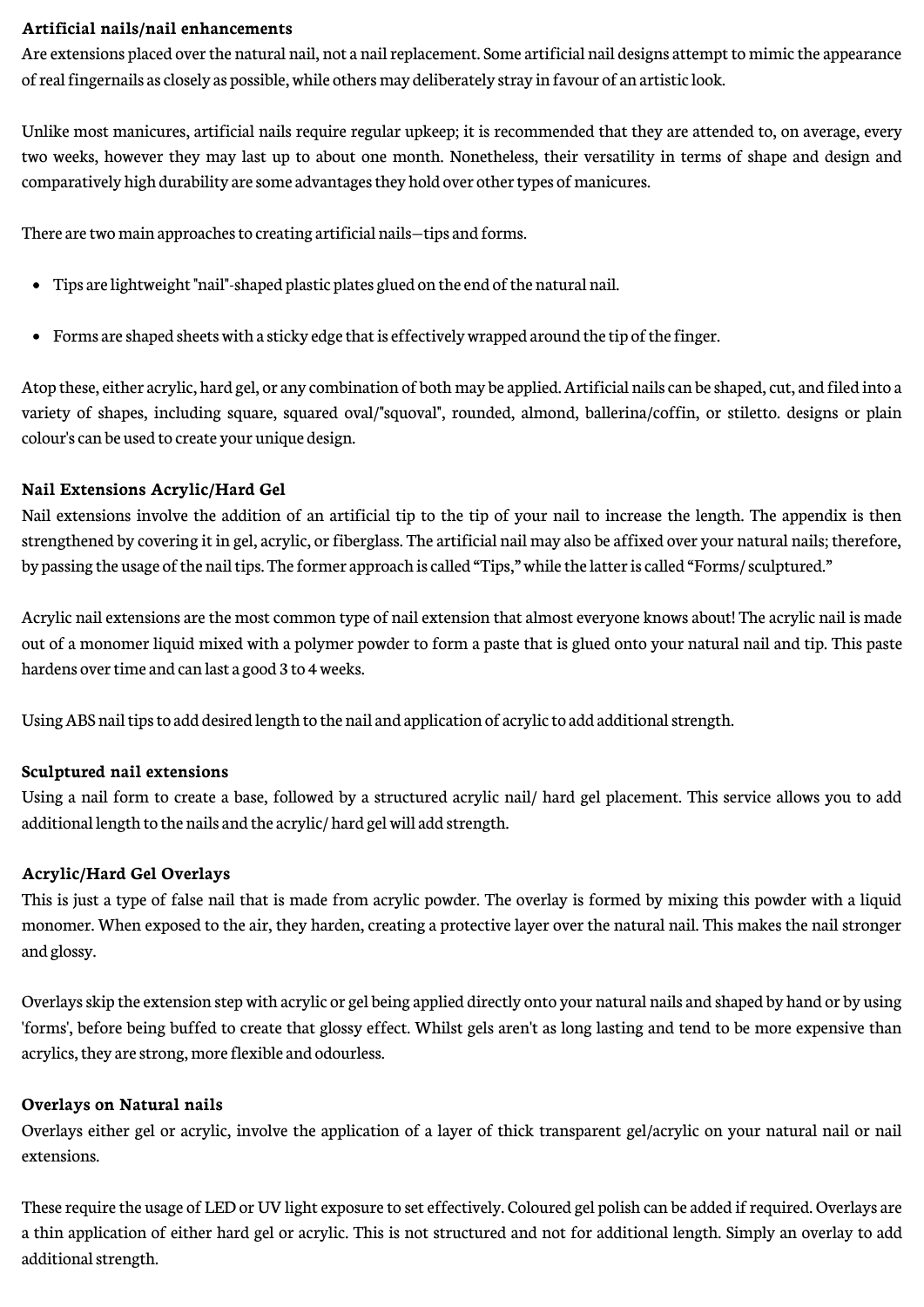**Artificial nails/nail enhancements**

Are extensions placed over the natural nail, not a nail replacement. Some artificial nail designs attempt to mimic the appearance of real fingernails as closely as possible, while others may deliberately stray in favour of an artistic look.

Unlike most manicures, artificial nails require regular upkeep; it is recommended that they are attended to, on average, every two weeks, however they may last up to about one month. Nonetheless, their versatility in terms of shape and design and comparatively high durability are some advantages they hold over other types of manicures.

There are two main approaches to creating artificial nails—tips and forms.

- Tips are lightweight "nail"-shaped plastic plates glued on the end of the natural nail.
- Forms are shaped sheets with a sticky edge that is effectively wrapped around the tip of the finger.

Atop these, either acrylic, hard gel, or any combination of both may be applied. Artificial nails can be shaped, cut, and filed into a variety of shapes, including square, squared oval/"squoval", rounded, almond, ballerina/coffin, or stiletto. designs or plain colour's can be used to create your unique design.

**Nail Extensions Acrylic/Hard Gel**

Nail extensions involve the addition of an artificial tip to the tip of your nail to increase the length. The appendix is then strengthened by covering it in gel, acrylic, or fiberglass. The artificial nail may also be affixed over your natural nails; therefore, by passing the usage of the nail tips. The former approach is called "Tips," while the latter is called "Forms/ sculptured."

Acrylic nail extensions are the most common type of nail extension that almost everyone knows about! The acrylic nail is made out of a monomer liquid mixed with a polymer powder to form a paste that is glued onto your natural nail and tip. This paste hardens over time and can last a good 3 to 4 weeks.

Using ABS nail tips to add desired length to the nail and application of acrylic to add additional strength.

**Sculptured nail extensions**

Using a nail form to create a base, followed by a structured acrylic nail/ hard gel placement. This service allows you to add additional length to the nails and the acrylic/ hard gel will add strength.

**Acrylic/Hard Gel Overlays**

This is just a type of false nail that is made from acrylic powder. The overlay is formed by mixing this powder with a liquid monomer. When exposed to the air, they harden, creating a protective layer over the natural nail. This makes the nail stronger and glossy.

Overlays skip the extension step with acrylic or gel being applied directly onto your natural nails and shaped by hand or by using 'forms', before being buffed to create that glossy effect. Whilst gels aren't as long lasting and tend to be more expensive than acrylics, they are strong, more flexible and odourless.

**Overlays on Natural nails**

Overlays either gel or acrylic, involve the application of a layer of thick transparent gel/acrylic on your natural nail or nail extensions.

These require the usage of LED or UV light exposure to set effectively. Coloured gel polish can be added if required. Overlays are a thin application of either hard gel or acrylic. This is not structured and not for additional length. Simply an overlay to add additional strength.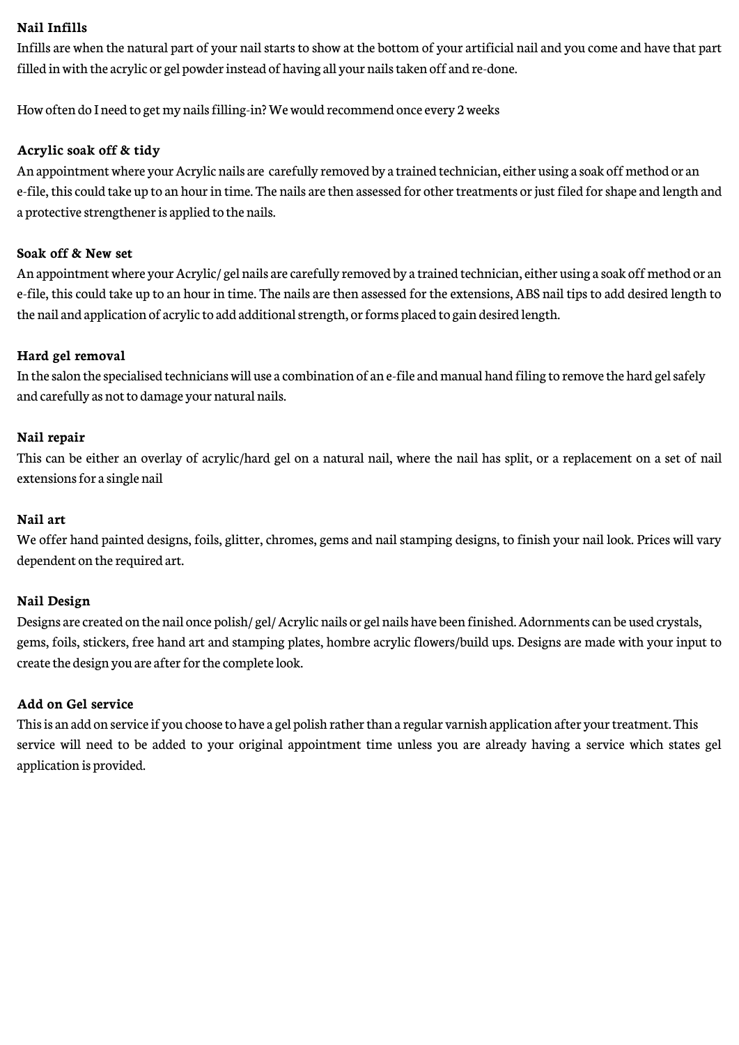**Nail Infills**

Infills are when the natural part of your nail starts to show at the bottom of your artificial nail and you come and have that part filled in with the acrylic or gel powder instead of having all your nails taken off and re-done.

How often do I need to get my nails filling-in? We would recommend once every 2 weeks

**Acrylic soak off & tidy**

An appointment where your Acrylic nails are carefully removed by a trained technician, either using a soak off method or an e-file, this could take up to an hour in time. The nails are then assessed for other treatments or just filed for shape and length and a protective strengthener is applied to the nails.

**Soak off & New set**

An appointment where your Acrylic/ gel nails are carefully removed by a trained technician, either using a soak off method or an e-file, this could take up to an hour in time. The nails are then assessed for the extensions, ABS nail tips to add desired length to the nail and application of acrylic to add additional strength, or forms placed to gain desired length.

**Hard gel removal**

In the salon the specialised technicians will use a combination of an e-file and manual hand filing to remove the hard gel safely and carefully as not to damage your natural nails.

**Nail repair**

This can be either an overlay of acrylic/hard gel on a natural nail, where the nail has split, or a replacement on a set of nail extensions for a single nail

**Nail art**

We offer hand painted designs, foils, glitter, chromes, gems and nail stamping designs, to finish your nail look. Prices will vary dependent on the required art.

**Nail Design**

Designs are created on the nail once polish/ gel/ Acrylic nails or gel nails have been finished. Adornments can be used crystals, gems, foils, stickers, free hand art and stamping plates, hombre acrylic flowers/build ups. Designs are made with your input to create the design you are after for the complete look.

**Add on Gel service**

This is an add on service if you choose to have a gel polish rather than a regular varnish application after your treatment. This service will need to be added to your original appointment time unless you are already having a service which states gel application is provided.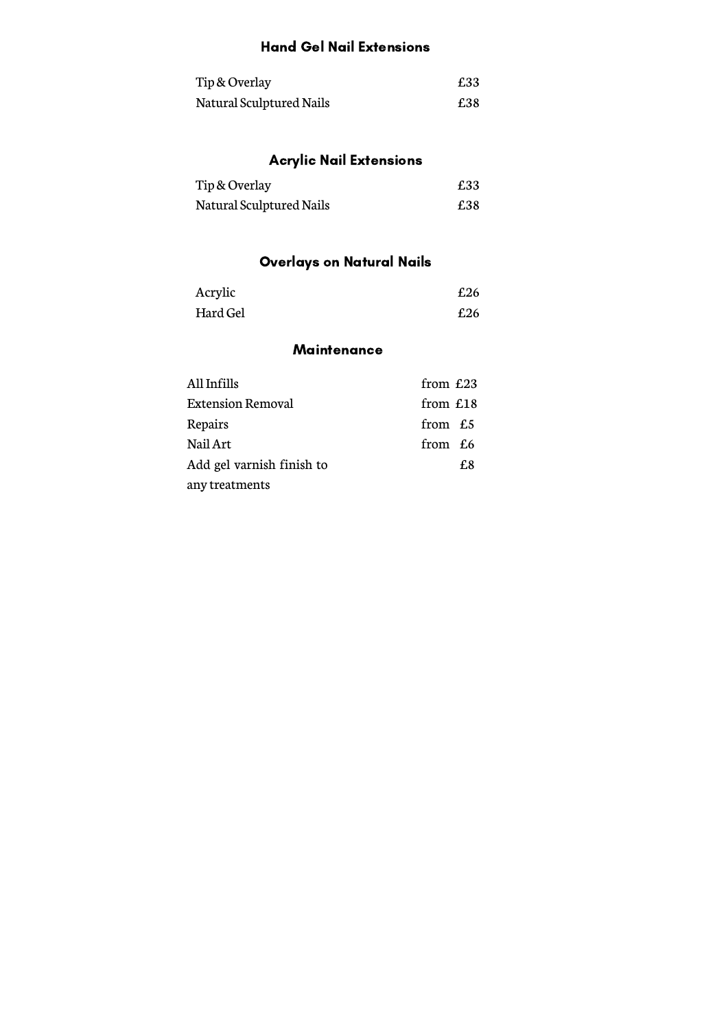## Hand Gel Nail Extensions

| | |
|---|---|
| Tip & Overlay | £33 |
| Natural Sculptured Nails | £38 |

## Acrylic Nail Extensions

| | |
|---|---|
| Tip & Overlay | £33 |
| Natural Sculptured Nails | £38 |

## Overlays on Natural Nails

| | |
|---|---|
| Acrylic | £26 |
| Hard Gel | £26 |

## Maintenance

| | |
|---|---|
| All Infills | from £23 |
| Extension Removal | from £18 |
| Repairs | from £5 |
| Nail Art | from £6 |
| Add gel varnish finish to any treatments | £8 |